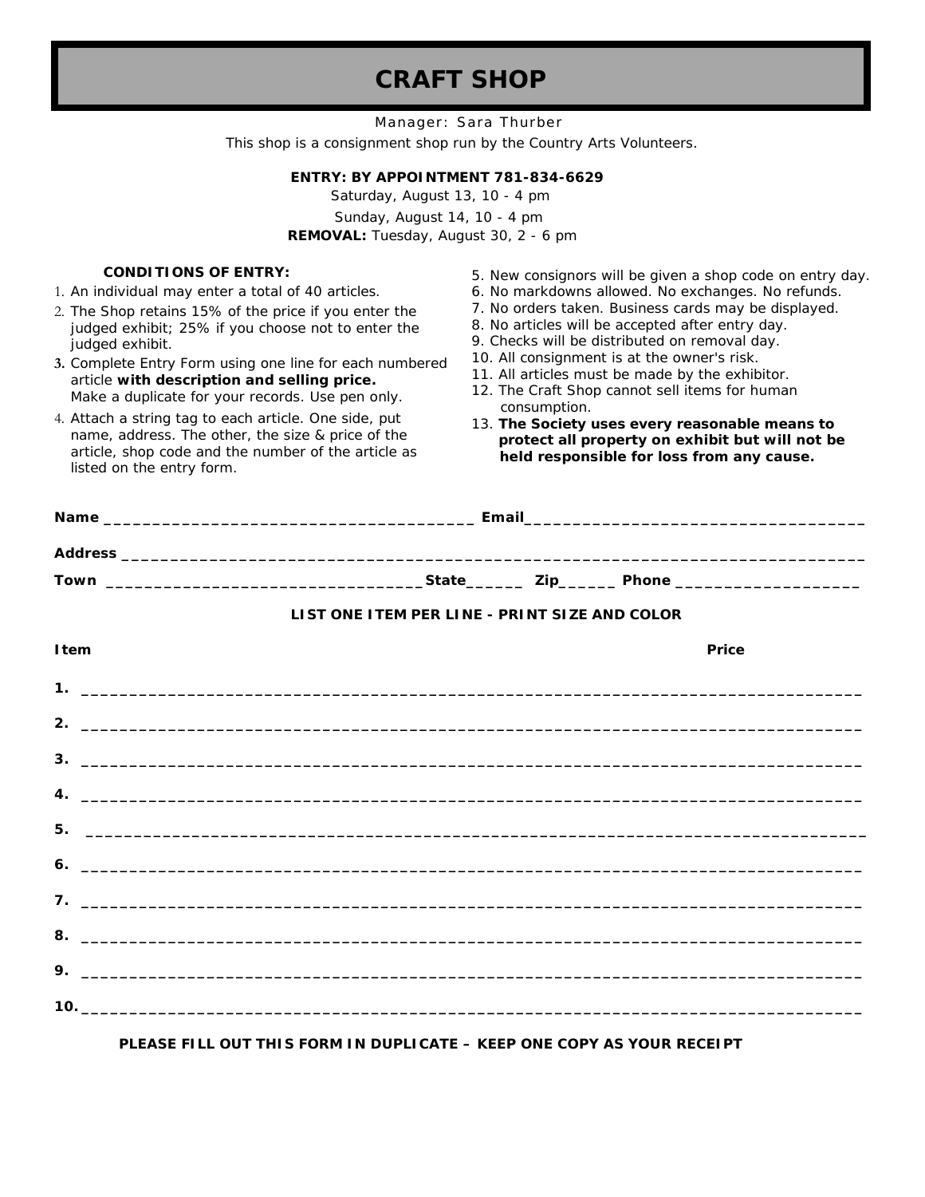# CRAFT SHOP

Manager: Sara Thurber

This shop is a consignment shop run by the Country Arts Volunteers.

**ENTRY: BY APPOINTMENT 781-834-6629**

Saturday, August 13, 10 - 4 pm

Sunday, August 14, 10 - 4 pm

**REMOVAL:** Tuesday, August 30, 2 - 6 pm

**CONDITIONS OF ENTRY:**

1. An individual may enter a total of 40 articles.
2. The Shop retains 15% of the price if you enter the judged exhibit; 25% if you choose not to enter the judged exhibit.
3. Complete Entry Form using one line for each numbered article **with description and selling price.** Make a duplicate for your records. Use pen only.
4. Attach a string tag to each article. One side, put name, address. The other, the size & price of the article, shop code and the number of the article as listed on the entry form.
5. New consignors will be given a shop code on entry day.
6. No markdowns allowed. No exchanges. No refunds.
7. No orders taken. Business cards may be displayed.
8. No articles will be accepted after entry day.
9. Checks will be distributed on removal day.
10. All consignment is at the owner's risk.
11. All articles must be made by the exhibitor.
12. The Craft Shop cannot sell items for human consumption.
13. **The Society uses every reasonable means to protect all property on exhibit but will not be held responsible for loss from any cause.**

**Name** ______________________________________ **Email**___________________________________

**Address** ________________________________________________________________________________

**Town** _________________________________**State**______ **Zip**______ **Phone** ___________________

**LIST ONE ITEM PER LINE - PRINT SIZE AND COLOR**

**Item** **Price**

**1.** ________________________________________________________________________________

**2.** ________________________________________________________________________________

**3.** ________________________________________________________________________________

**4.** ________________________________________________________________________________

**5.** ________________________________________________________________________________

**6.** ________________________________________________________________________________

**7.** ________________________________________________________________________________

**8.** ________________________________________________________________________________

**9.** ________________________________________________________________________________

**10.** _______________________________________________________________________________

**PLEASE FILL OUT THIS FORM IN DUPLICATE – KEEP ONE COPY AS YOUR RECEIPT**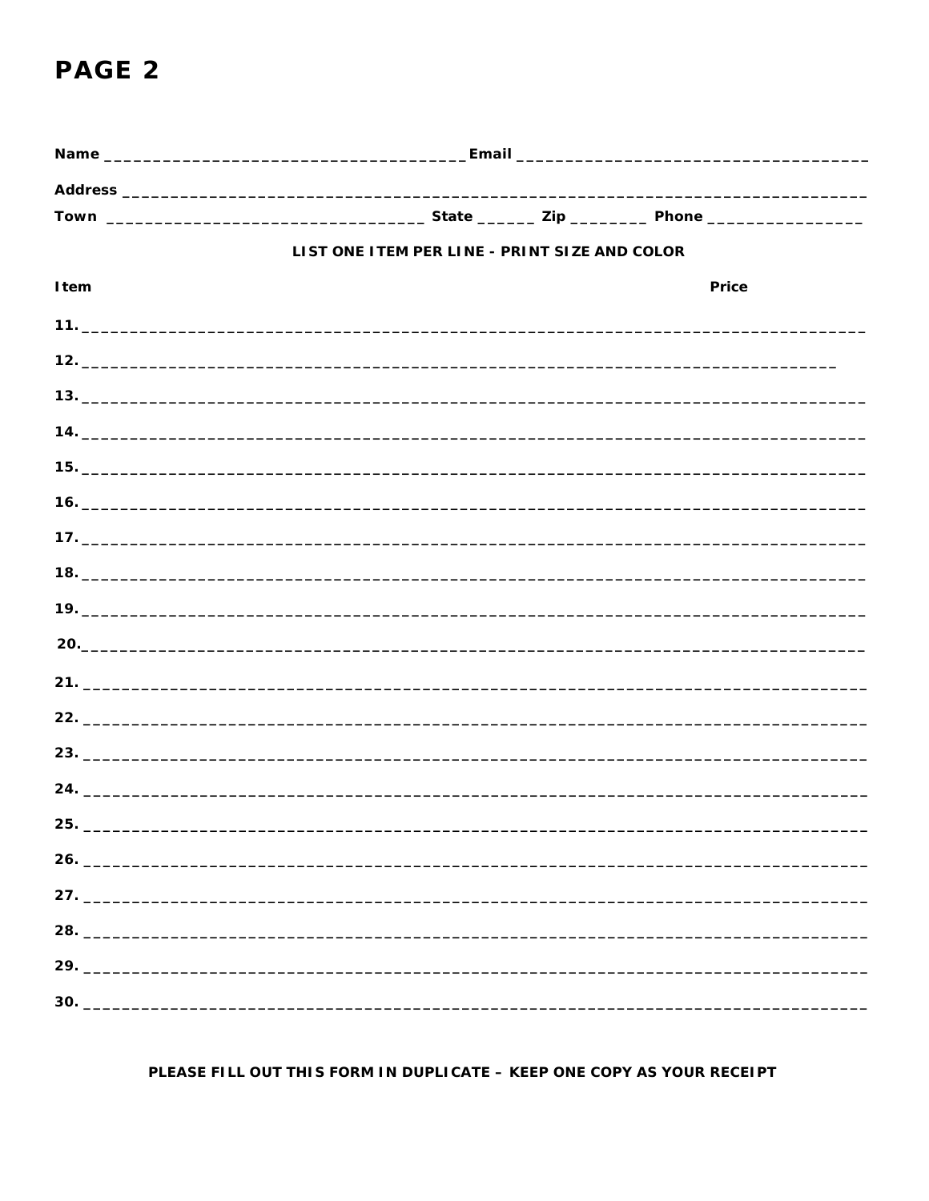# PAGE 2

**Name** ____________________________________ **Email** ____________________________________

**Address** ______________________________________________________________________________

**Town** ________________________________ **State** ______ **Zip** ________ **Phone** ________________

**LIST ONE ITEM PER LINE - PRINT SIZE AND COLOR**

**Item** **Price**

**11.** ______________________________________________________________________________

**12.** ____________________________________________________________________________

**13.** ______________________________________________________________________________

**14.** ______________________________________________________________________________

**15.** ______________________________________________________________________________

**16.** ______________________________________________________________________________

**17.** ______________________________________________________________________________

**18.** ______________________________________________________________________________

**19.** ______________________________________________________________________________

**20.** ______________________________________________________________________________

**21.** ______________________________________________________________________________

**22.** ______________________________________________________________________________

**23.** ______________________________________________________________________________

**24.** ______________________________________________________________________________

**25.** ______________________________________________________________________________

**26.** ______________________________________________________________________________

**27.** ______________________________________________________________________________

**28.** ______________________________________________________________________________

**29.** ______________________________________________________________________________

**30.** ______________________________________________________________________________

**PLEASE FILL OUT THIS FORM IN DUPLICATE – KEEP ONE COPY AS YOUR RECEIPT**